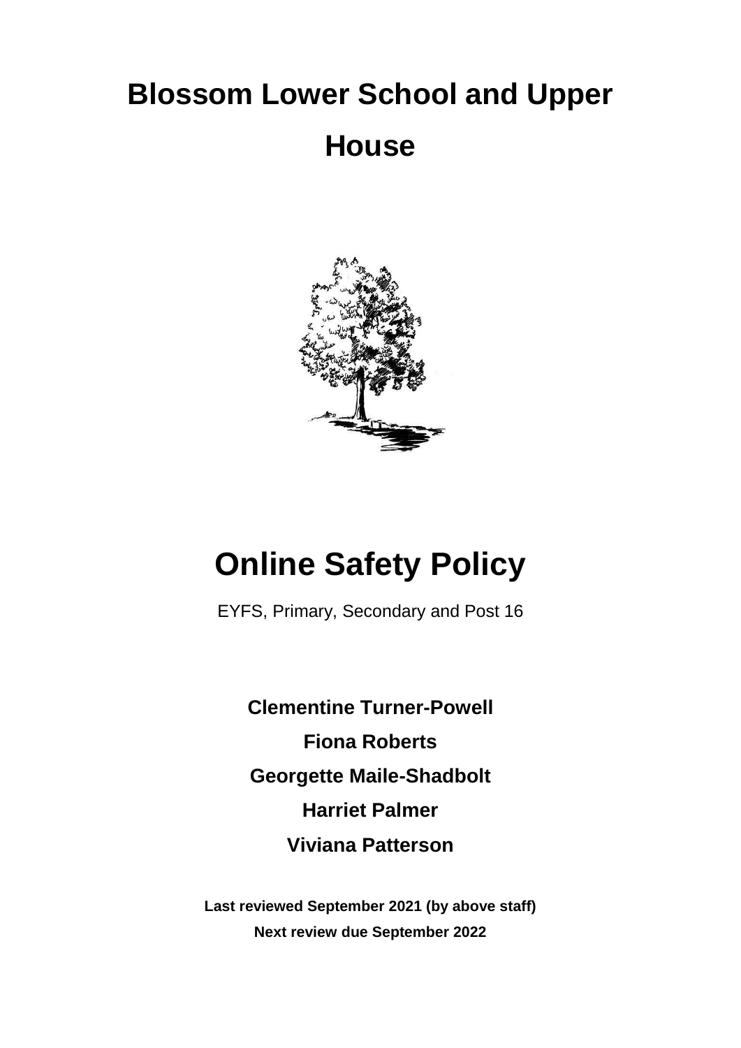# Blossom Lower School and Upper House

# Online Safety Policy

EYFS, Primary, Secondary and Post 16

**Clementine Turner-Powell**

**Fiona Roberts**

**Georgette Maile-Shadbolt**

**Harriet Palmer**

**Viviana Patterson**

**Last reviewed September 2021 (by above staff)**

**Next review due September 2022**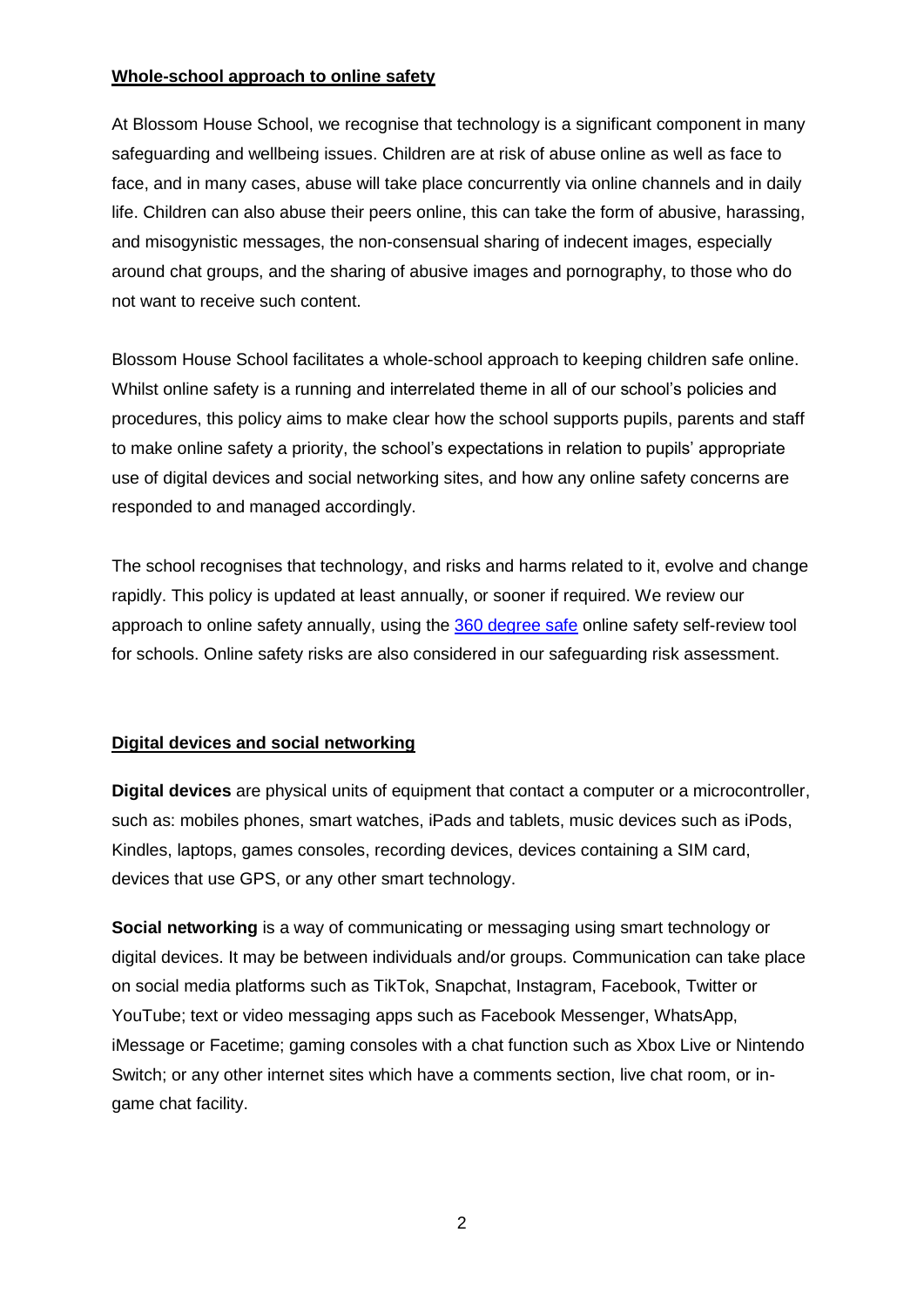## Whole-school approach to online safety

At Blossom House School, we recognise that technology is a significant component in many safeguarding and wellbeing issues. Children are at risk of abuse online as well as face to face, and in many cases, abuse will take place concurrently via online channels and in daily life. Children can also abuse their peers online, this can take the form of abusive, harassing, and misogynistic messages, the non-consensual sharing of indecent images, especially around chat groups, and the sharing of abusive images and pornography, to those who do not want to receive such content.

Blossom House School facilitates a whole-school approach to keeping children safe online. Whilst online safety is a running and interrelated theme in all of our school's policies and procedures, this policy aims to make clear how the school supports pupils, parents and staff to make online safety a priority, the school's expectations in relation to pupils' appropriate use of digital devices and social networking sites, and how any online safety concerns are responded to and managed accordingly.

The school recognises that technology, and risks and harms related to it, evolve and change rapidly. This policy is updated at least annually, or sooner if required. We review our approach to online safety annually, using the [360 degree safe] online safety self-review tool for schools. Online safety risks are also considered in our safeguarding risk assessment.

## Digital devices and social networking

**Digital devices** are physical units of equipment that contact a computer or a microcontroller, such as: mobiles phones, smart watches, iPads and tablets, music devices such as iPods, Kindles, laptops, games consoles, recording devices, devices containing a SIM card, devices that use GPS, or any other smart technology.

**Social networking** is a way of communicating or messaging using smart technology or digital devices. It may be between individuals and/or groups. Communication can take place on social media platforms such as TikTok, Snapchat, Instagram, Facebook, Twitter or YouTube; text or video messaging apps such as Facebook Messenger, WhatsApp, iMessage or Facetime; gaming consoles with a chat function such as Xbox Live or Nintendo Switch; or any other internet sites which have a comments section, live chat room, or in-game chat facility.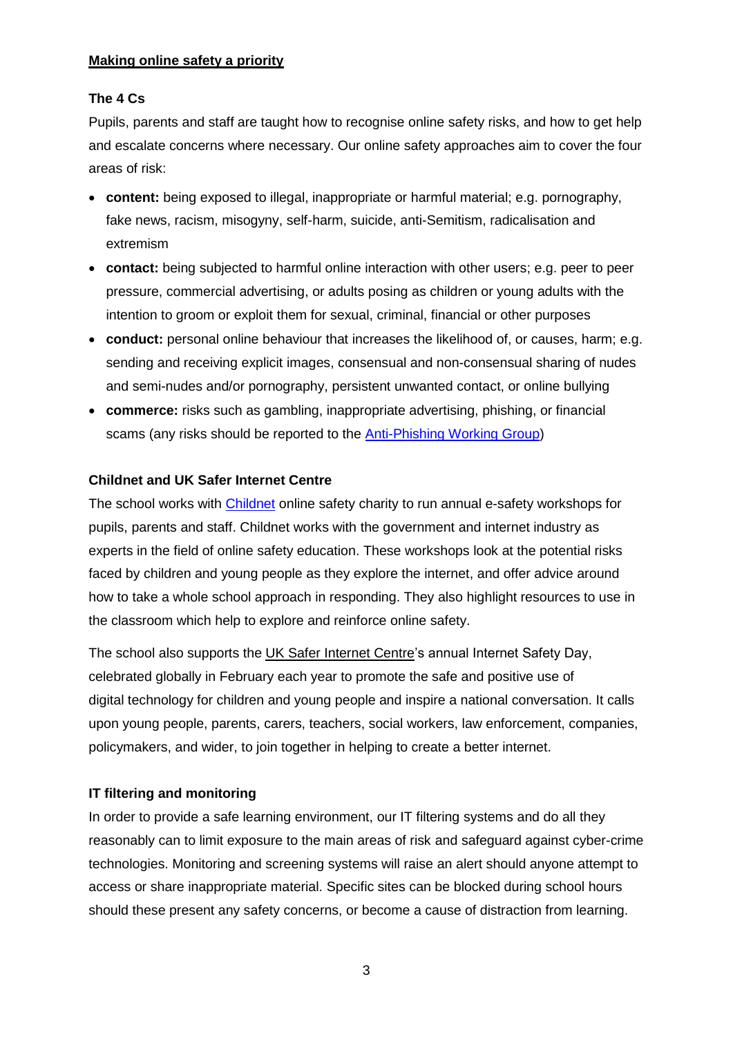## Making online safety a priority

### The 4 Cs

Pupils, parents and staff are taught how to recognise online safety risks, and how to get help and escalate concerns where necessary. Our online safety approaches aim to cover the four areas of risk:

- **content:** being exposed to illegal, inappropriate or harmful material; e.g. pornography, fake news, racism, misogyny, self-harm, suicide, anti-Semitism, radicalisation and extremism
- **contact:** being subjected to harmful online interaction with other users; e.g. peer to peer pressure, commercial advertising, or adults posing as children or young adults with the intention to groom or exploit them for sexual, criminal, financial or other purposes
- **conduct:** personal online behaviour that increases the likelihood of, or causes, harm; e.g. sending and receiving explicit images, consensual and non-consensual sharing of nudes and semi-nudes and/or pornography, persistent unwanted contact, or online bullying
- **commerce:** risks such as gambling, inappropriate advertising, phishing, or financial scams (any risks should be reported to the Anti-Phishing Working Group)

### Childnet and UK Safer Internet Centre

The school works with Childnet online safety charity to run annual e-safety workshops for pupils, parents and staff. Childnet works with the government and internet industry as experts in the field of online safety education. These workshops look at the potential risks faced by children and young people as they explore the internet, and offer advice around how to take a whole school approach in responding. They also highlight resources to use in the classroom which help to explore and reinforce online safety.

The school also supports the UK Safer Internet Centre's annual Internet Safety Day, celebrated globally in February each year to promote the safe and positive use of digital technology for children and young people and inspire a national conversation. It calls upon young people, parents, carers, teachers, social workers, law enforcement, companies, policymakers, and wider, to join together in helping to create a better internet.

### IT filtering and monitoring

In order to provide a safe learning environment, our IT filtering systems and do all they reasonably can to limit exposure to the main areas of risk and safeguard against cyber-crime technologies. Monitoring and screening systems will raise an alert should anyone attempt to access or share inappropriate material. Specific sites can be blocked during school hours should these present any safety concerns, or become a cause of distraction from learning.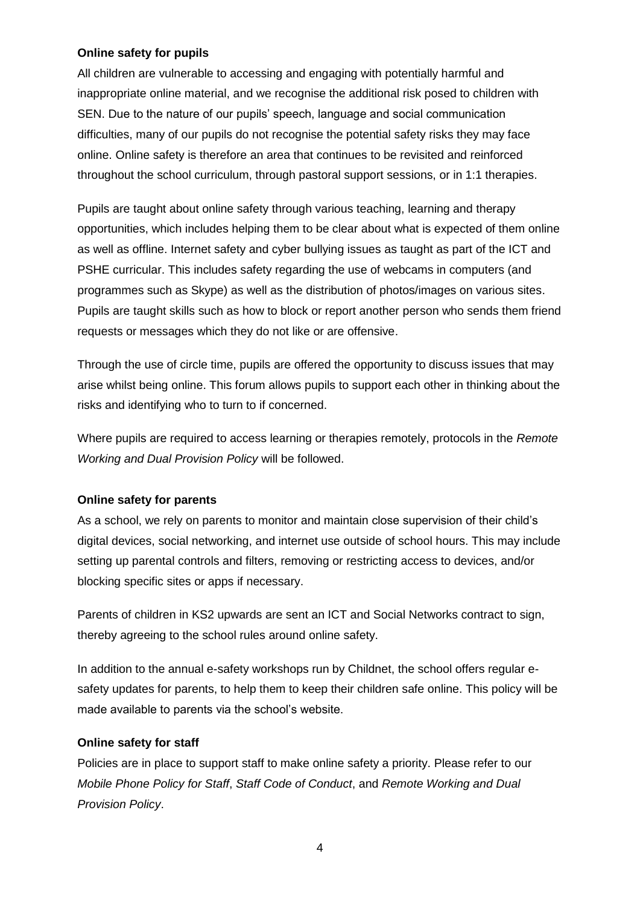**Online safety for pupils**

All children are vulnerable to accessing and engaging with potentially harmful and inappropriate online material, and we recognise the additional risk posed to children with SEN. Due to the nature of our pupils' speech, language and social communication difficulties, many of our pupils do not recognise the potential safety risks they may face online. Online safety is therefore an area that continues to be revisited and reinforced throughout the school curriculum, through pastoral support sessions, or in 1:1 therapies.

Pupils are taught about online safety through various teaching, learning and therapy opportunities, which includes helping them to be clear about what is expected of them online as well as offline. Internet safety and cyber bullying issues as taught as part of the ICT and PSHE curricular. This includes safety regarding the use of webcams in computers (and programmes such as Skype) as well as the distribution of photos/images on various sites. Pupils are taught skills such as how to block or report another person who sends them friend requests or messages which they do not like or are offensive.

Through the use of circle time, pupils are offered the opportunity to discuss issues that may arise whilst being online. This forum allows pupils to support each other in thinking about the risks and identifying who to turn to if concerned.

Where pupils are required to access learning or therapies remotely, protocols in the *Remote Working and Dual Provision Policy* will be followed.

**Online safety for parents**

As a school, we rely on parents to monitor and maintain close supervision of their child's digital devices, social networking, and internet use outside of school hours. This may include setting up parental controls and filters, removing or restricting access to devices, and/or blocking specific sites or apps if necessary.

Parents of children in KS2 upwards are sent an ICT and Social Networks contract to sign, thereby agreeing to the school rules around online safety.

In addition to the annual e-safety workshops run by Childnet, the school offers regular e-safety updates for parents, to help them to keep their children safe online. This policy will be made available to parents via the school's website.

**Online safety for staff**

Policies are in place to support staff to make online safety a priority. Please refer to our *Mobile Phone Policy for Staff*, *Staff Code of Conduct*, and *Remote Working and Dual Provision Policy*.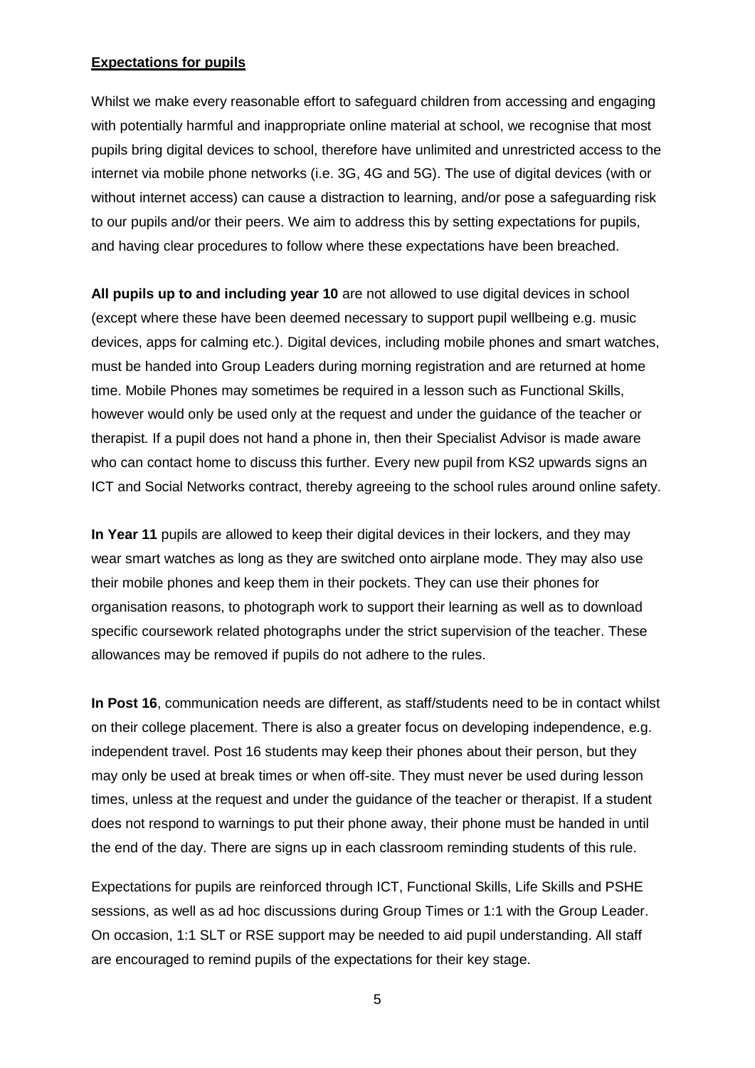**Expectations for pupils**

Whilst we make every reasonable effort to safeguard children from accessing and engaging with potentially harmful and inappropriate online material at school, we recognise that most pupils bring digital devices to school, therefore have unlimited and unrestricted access to the internet via mobile phone networks (i.e. 3G, 4G and 5G). The use of digital devices (with or without internet access) can cause a distraction to learning, and/or pose a safeguarding risk to our pupils and/or their peers. We aim to address this by setting expectations for pupils, and having clear procedures to follow where these expectations have been breached.

**All pupils up to and including year 10** are not allowed to use digital devices in school (except where these have been deemed necessary to support pupil wellbeing e.g. music devices, apps for calming etc.). Digital devices, including mobile phones and smart watches, must be handed into Group Leaders during morning registration and are returned at home time. Mobile Phones may sometimes be required in a lesson such as Functional Skills, however would only be used only at the request and under the guidance of the teacher or therapist. If a pupil does not hand a phone in, then their Specialist Advisor is made aware who can contact home to discuss this further. Every new pupil from KS2 upwards signs an ICT and Social Networks contract, thereby agreeing to the school rules around online safety.

**In Year 11** pupils are allowed to keep their digital devices in their lockers, and they may wear smart watches as long as they are switched onto airplane mode. They may also use their mobile phones and keep them in their pockets. They can use their phones for organisation reasons, to photograph work to support their learning as well as to download specific coursework related photographs under the strict supervision of the teacher. These allowances may be removed if pupils do not adhere to the rules.

**In Post 16**, communication needs are different, as staff/students need to be in contact whilst on their college placement. There is also a greater focus on developing independence, e.g. independent travel. Post 16 students may keep their phones about their person, but they may only be used at break times or when off-site. They must never be used during lesson times, unless at the request and under the guidance of the teacher or therapist. If a student does not respond to warnings to put their phone away, their phone must be handed in until the end of the day. There are signs up in each classroom reminding students of this rule.

Expectations for pupils are reinforced through ICT, Functional Skills, Life Skills and PSHE sessions, as well as ad hoc discussions during Group Times or 1:1 with the Group Leader. On occasion, 1:1 SLT or RSE support may be needed to aid pupil understanding. All staff are encouraged to remind pupils of the expectations for their key stage.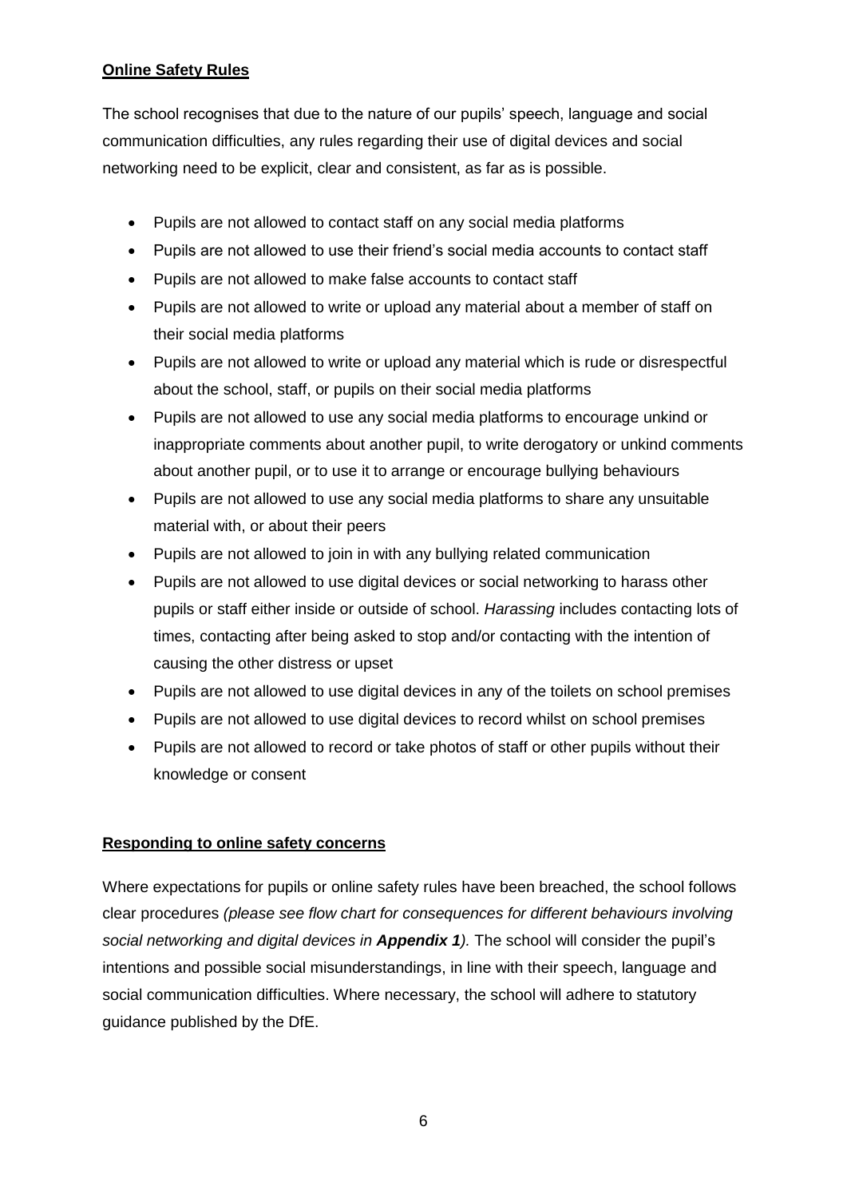**Online Safety Rules**

The school recognises that due to the nature of our pupils' speech, language and social communication difficulties, any rules regarding their use of digital devices and social networking need to be explicit, clear and consistent, as far as is possible.

- Pupils are not allowed to contact staff on any social media platforms
- Pupils are not allowed to use their friend's social media accounts to contact staff
- Pupils are not allowed to make false accounts to contact staff
- Pupils are not allowed to write or upload any material about a member of staff on their social media platforms
- Pupils are not allowed to write or upload any material which is rude or disrespectful about the school, staff, or pupils on their social media platforms
- Pupils are not allowed to use any social media platforms to encourage unkind or inappropriate comments about another pupil, to write derogatory or unkind comments about another pupil, or to use it to arrange or encourage bullying behaviours
- Pupils are not allowed to use any social media platforms to share any unsuitable material with, or about their peers
- Pupils are not allowed to join in with any bullying related communication
- Pupils are not allowed to use digital devices or social networking to harass other pupils or staff either inside or outside of school. *Harassing* includes contacting lots of times, contacting after being asked to stop and/or contacting with the intention of causing the other distress or upset
- Pupils are not allowed to use digital devices in any of the toilets on school premises
- Pupils are not allowed to use digital devices to record whilst on school premises
- Pupils are not allowed to record or take photos of staff or other pupils without their knowledge or consent

**Responding to online safety concerns**

Where expectations for pupils or online safety rules have been breached, the school follows clear procedures *(please see flow chart for consequences for different behaviours involving social networking and digital devices in **Appendix 1**).* The school will consider the pupil's intentions and possible social misunderstandings, in line with their speech, language and social communication difficulties. Where necessary, the school will adhere to statutory guidance published by the DfE.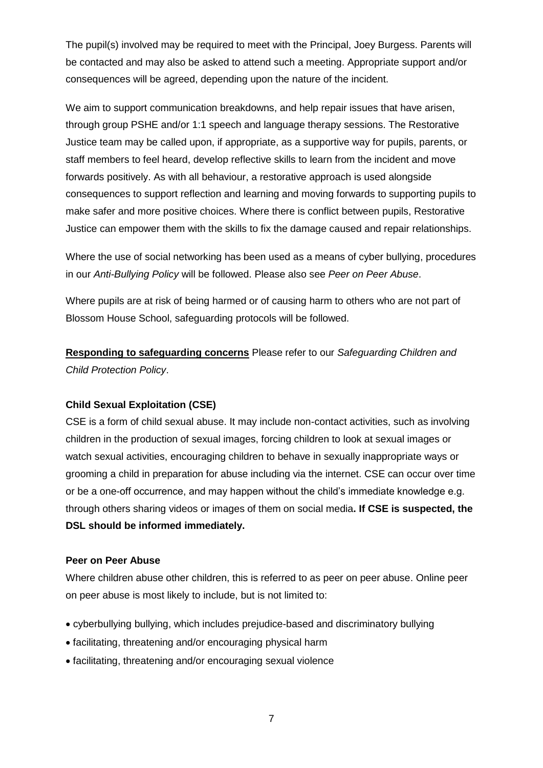The pupil(s) involved may be required to meet with the Principal, Joey Burgess. Parents will be contacted and may also be asked to attend such a meeting. Appropriate support and/or consequences will be agreed, depending upon the nature of the incident.

We aim to support communication breakdowns, and help repair issues that have arisen, through group PSHE and/or 1:1 speech and language therapy sessions. The Restorative Justice team may be called upon, if appropriate, as a supportive way for pupils, parents, or staff members to feel heard, develop reflective skills to learn from the incident and move forwards positively. As with all behaviour, a restorative approach is used alongside consequences to support reflection and learning and moving forwards to supporting pupils to make safer and more positive choices. Where there is conflict between pupils, Restorative Justice can empower them with the skills to fix the damage caused and repair relationships.

Where the use of social networking has been used as a means of cyber bullying, procedures in our *Anti-Bullying Policy* will be followed. Please also see *Peer on Peer Abuse*.

Where pupils are at risk of being harmed or of causing harm to others who are not part of Blossom House School, safeguarding protocols will be followed.

**Responding to safeguarding concerns** Please refer to our *Safeguarding Children and Child Protection Policy*.

**Child Sexual Exploitation (CSE)**

CSE is a form of child sexual abuse. It may include non-contact activities, such as involving children in the production of sexual images, forcing children to look at sexual images or watch sexual activities, encouraging children to behave in sexually inappropriate ways or grooming a child in preparation for abuse including via the internet. CSE can occur over time or be a one-off occurrence, and may happen without the child's immediate knowledge e.g. through others sharing videos or images of them on social media**. If CSE is suspected, the DSL should be informed immediately.**

**Peer on Peer Abuse**

Where children abuse other children, this is referred to as peer on peer abuse. Online peer on peer abuse is most likely to include, but is not limited to:

- cyberbullying bullying, which includes prejudice-based and discriminatory bullying
- facilitating, threatening and/or encouraging physical harm
- facilitating, threatening and/or encouraging sexual violence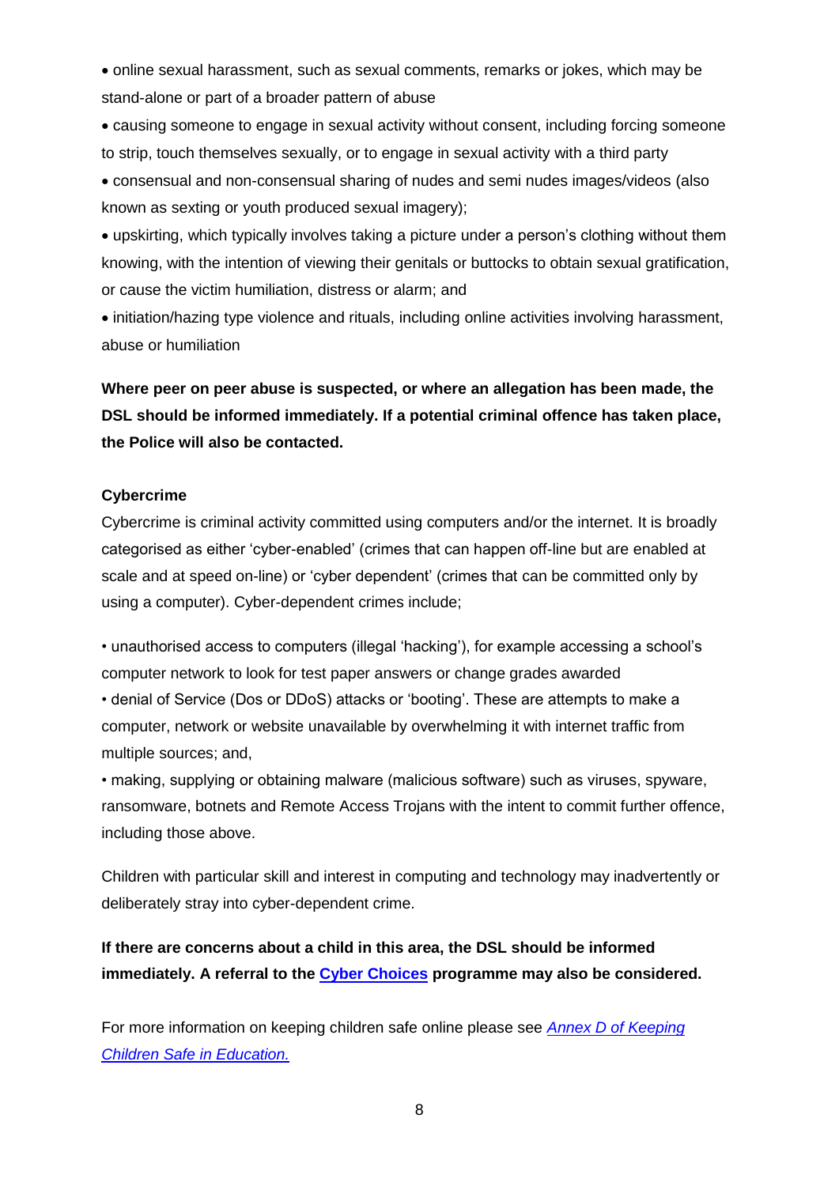- online sexual harassment, such as sexual comments, remarks or jokes, which may be stand-alone or part of a broader pattern of abuse
- causing someone to engage in sexual activity without consent, including forcing someone to strip, touch themselves sexually, or to engage in sexual activity with a third party
- consensual and non-consensual sharing of nudes and semi nudes images/videos (also known as sexting or youth produced sexual imagery);
- upskirting, which typically involves taking a picture under a person's clothing without them knowing, with the intention of viewing their genitals or buttocks to obtain sexual gratification, or cause the victim humiliation, distress or alarm; and
- initiation/hazing type violence and rituals, including online activities involving harassment, abuse or humiliation

**Where peer on peer abuse is suspected, or where an allegation has been made, the DSL should be informed immediately. If a potential criminal offence has taken place, the Police will also be contacted.**

**Cybercrime**

Cybercrime is criminal activity committed using computers and/or the internet. It is broadly categorised as either 'cyber-enabled' (crimes that can happen off-line but are enabled at scale and at speed on-line) or 'cyber dependent' (crimes that can be committed only by using a computer). Cyber-dependent crimes include;

- unauthorised access to computers (illegal 'hacking'), for example accessing a school's computer network to look for test paper answers or change grades awarded
- denial of Service (Dos or DDoS) attacks or 'booting'. These are attempts to make a computer, network or website unavailable by overwhelming it with internet traffic from multiple sources; and,
- making, supplying or obtaining malware (malicious software) such as viruses, spyware, ransomware, botnets and Remote Access Trojans with the intent to commit further offence, including those above.

Children with particular skill and interest in computing and technology may inadvertently or deliberately stray into cyber-dependent crime.

**If there are concerns about a child in this area, the DSL should be informed immediately. A referral to the Cyber Choices programme may also be considered.**

For more information on keeping children safe online please see *Annex D of Keeping Children Safe in Education.*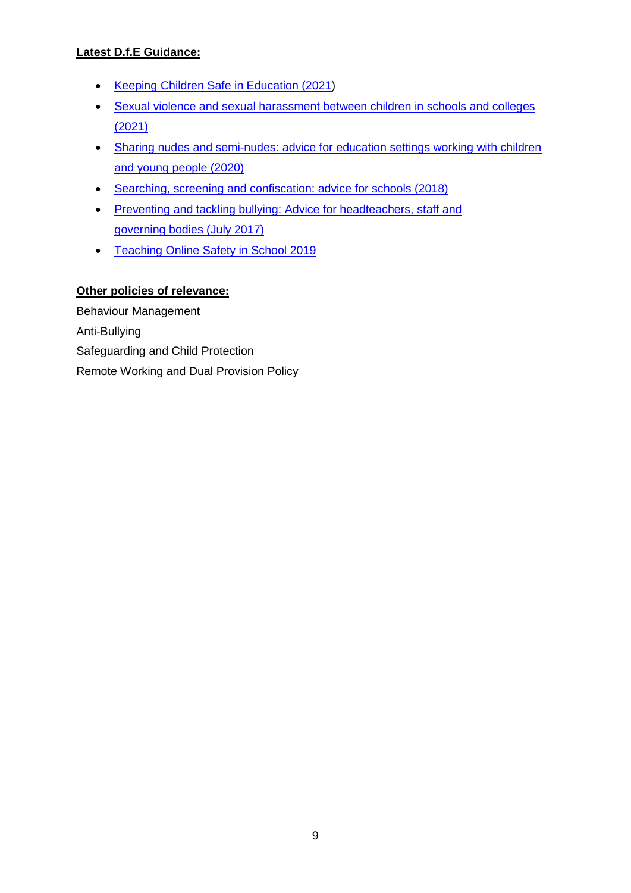**Latest D.f.E Guidance:**

- Keeping Children Safe in Education (2021)
- Sexual violence and sexual harassment between children in schools and colleges (2021)
- Sharing nudes and semi-nudes: advice for education settings working with children and young people (2020)
- Searching, screening and confiscation: advice for schools (2018)
- Preventing and tackling bullying: Advice for headteachers, staff and governing bodies (July 2017)
- Teaching Online Safety in School 2019

**Other policies of relevance:**

Behaviour Management

Anti-Bullying

Safeguarding and Child Protection

Remote Working and Dual Provision Policy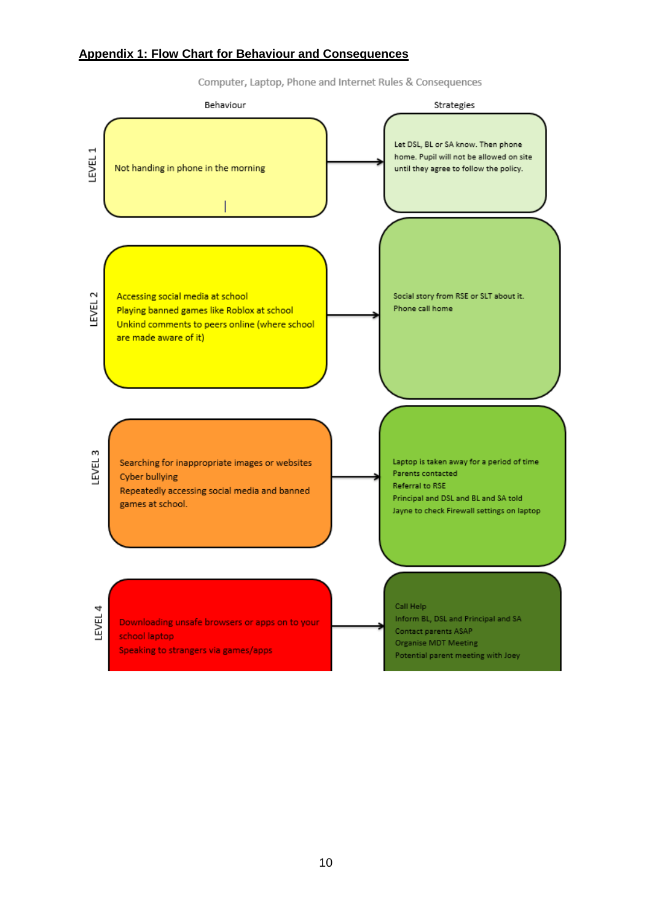## Appendix 1: Flow Chart for Behaviour and Consequences

Computer, Laptop, Phone and Internet Rules & Consequences

| Level | Behaviour | Strategies |
| --- | --- | --- |
| LEVEL 1 | Not handing in phone in the morning | Let DSL, BL or SA know. Then phone home. Pupil will not be allowed on site until they agree to follow the policy. |
| LEVEL 2 | Accessing social media at school<br>Playing banned games like Roblox at school<br>Unkind comments to peers online (where school are made aware of it) | Social story from RSE or SLT about it.<br>Phone call home |
| LEVEL 3 | Searching for inappropriate images or websites<br>Cyber bullying<br>Repeatedly accessing social media and banned games at school. | Laptop is taken away for a period of time<br>Parents contacted<br>Referral to RSE<br>Principal and DSL and BL and SA told<br>Jayne to check Firewall settings on laptop |
| LEVEL 4 | Downloading unsafe browsers or apps on to your school laptop<br>Speaking to strangers via games/apps | Call Help<br>Inform BL, DSL and Principal and SA<br>Contact parents ASAP<br>Organise MDT Meeting<br>Potential parent meeting with Joey |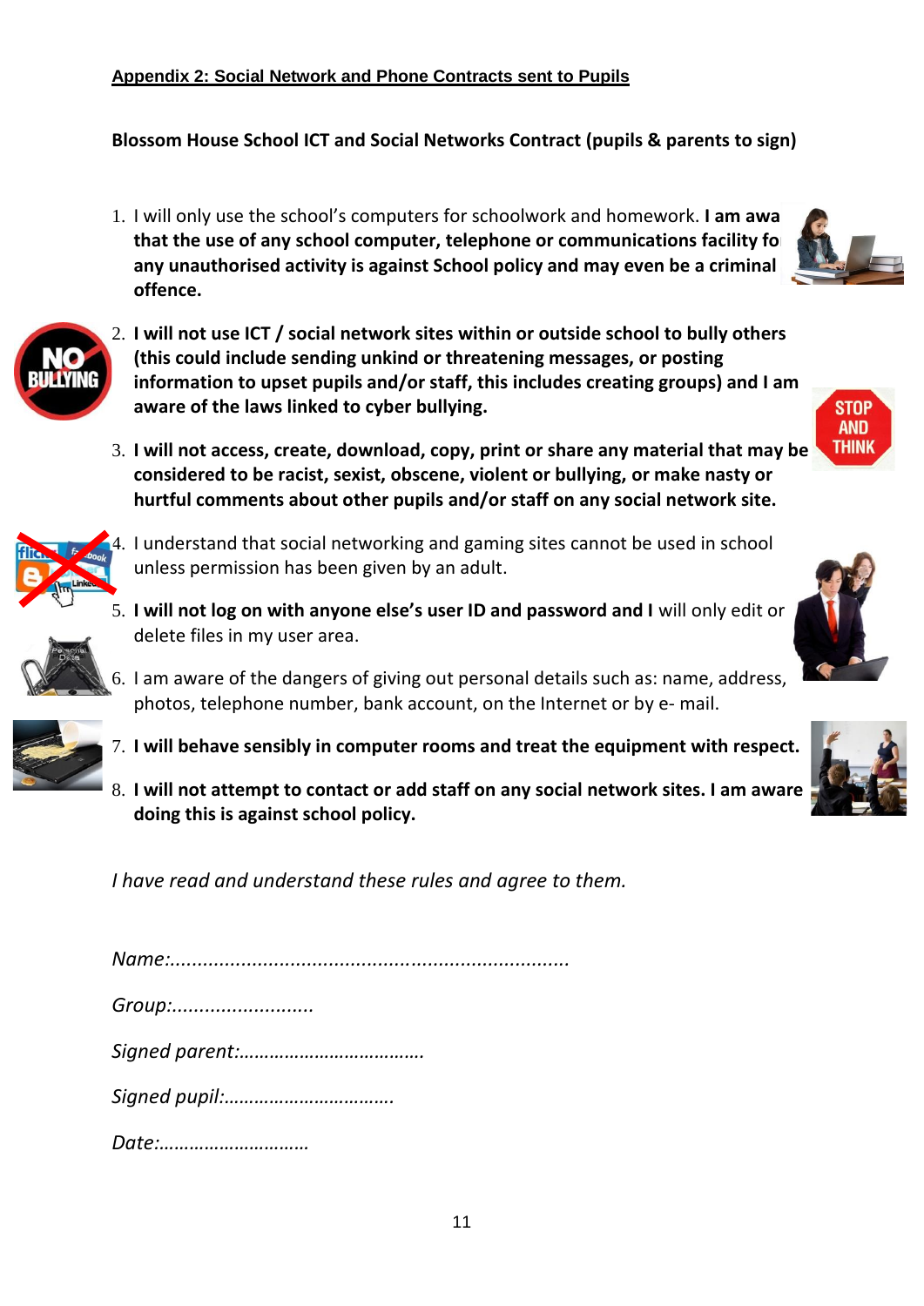## Appendix 2: Social Network and Phone Contracts sent to Pupils

**Blossom House School ICT and Social Networks Contract (pupils & parents to sign)**

1. I will only use the school's computers for schoolwork and homework. **I am awa that the use of any school computer, telephone or communications facility fo any unauthorised activity is against School policy and may even be a criminal offence.**
2. **I will not use ICT / social network sites within or outside school to bully others (this could include sending unkind or threatening messages, or posting information to upset pupils and/or staff, this includes creating groups) and I am aware of the laws linked to cyber bullying.**
3. **I will not access, create, download, copy, print or share any material that may be considered to be racist, sexist, obscene, violent or bullying, or make nasty or hurtful comments about other pupils and/or staff on any social network site.**
4. I understand that social networking and gaming sites cannot be used in school unless permission has been given by an adult.
5. **I will not log on with anyone else's user ID and password and I** will only edit or delete files in my user area.
6. I am aware of the dangers of giving out personal details such as: name, address, photos, telephone number, bank account, on the Internet or by e- mail.
7. **I will behave sensibly in computer rooms and treat the equipment with respect.**
8. **I will not attempt to contact or add staff on any social network sites. I am aware doing this is against school policy.**

*I have read and understand these rules and agree to them.*

*Name:........................................................................*

*Group:..........................*

*Signed parent:…………………………………*

*Signed pupil:……………………………*

*Date:…………………………*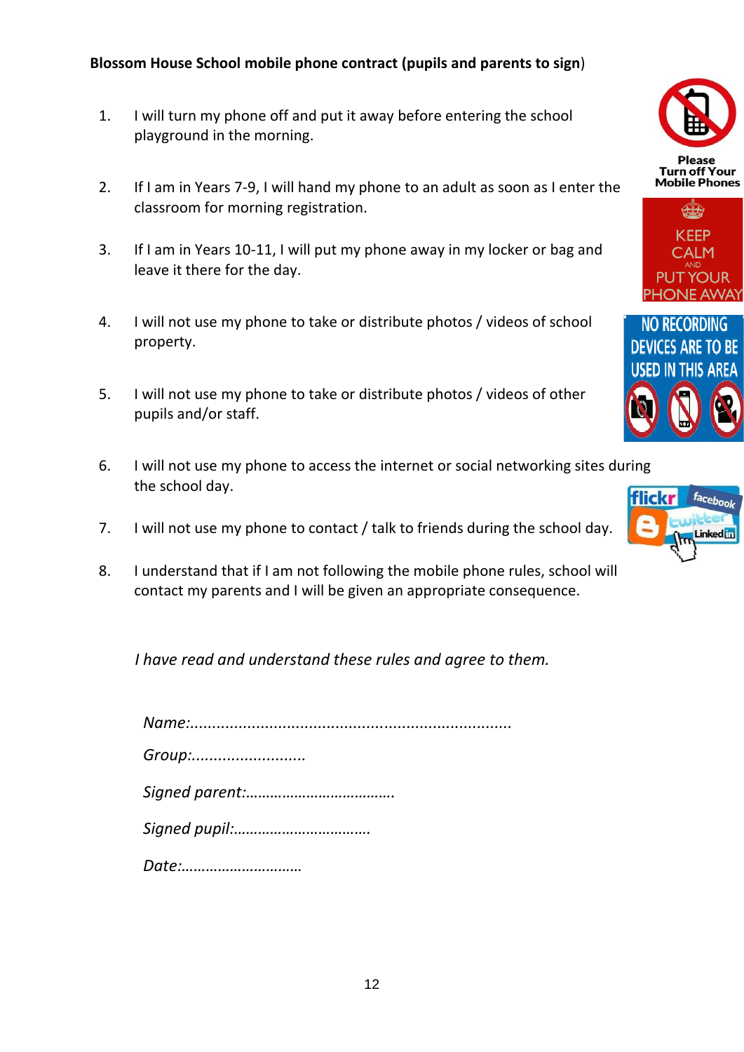**Blossom House School mobile phone contract (pupils and parents to sign)**

1. I will turn my phone off and put it away before entering the school playground in the morning.

2. If I am in Years 7-9, I will hand my phone to an adult as soon as I enter the classroom for morning registration.

3. If I am in Years 10-11, I will put my phone away in my locker or bag and leave it there for the day.

4. I will not use my phone to take or distribute photos / videos of school property.

5. I will not use my phone to take or distribute photos / videos of other pupils and/or staff.

6. I will not use my phone to access the internet or social networking sites during the school day.

7. I will not use my phone to contact / talk to friends during the school day.

8. I understand that if I am not following the mobile phone rules, school will contact my parents and I will be given an appropriate consequence.

*I have read and understand these rules and agree to them.*

*Name:.........................................................................*

*Group:..........................*

*Signed parent:………………………………*

*Signed pupil:……………………………*

*Date:…………………………*